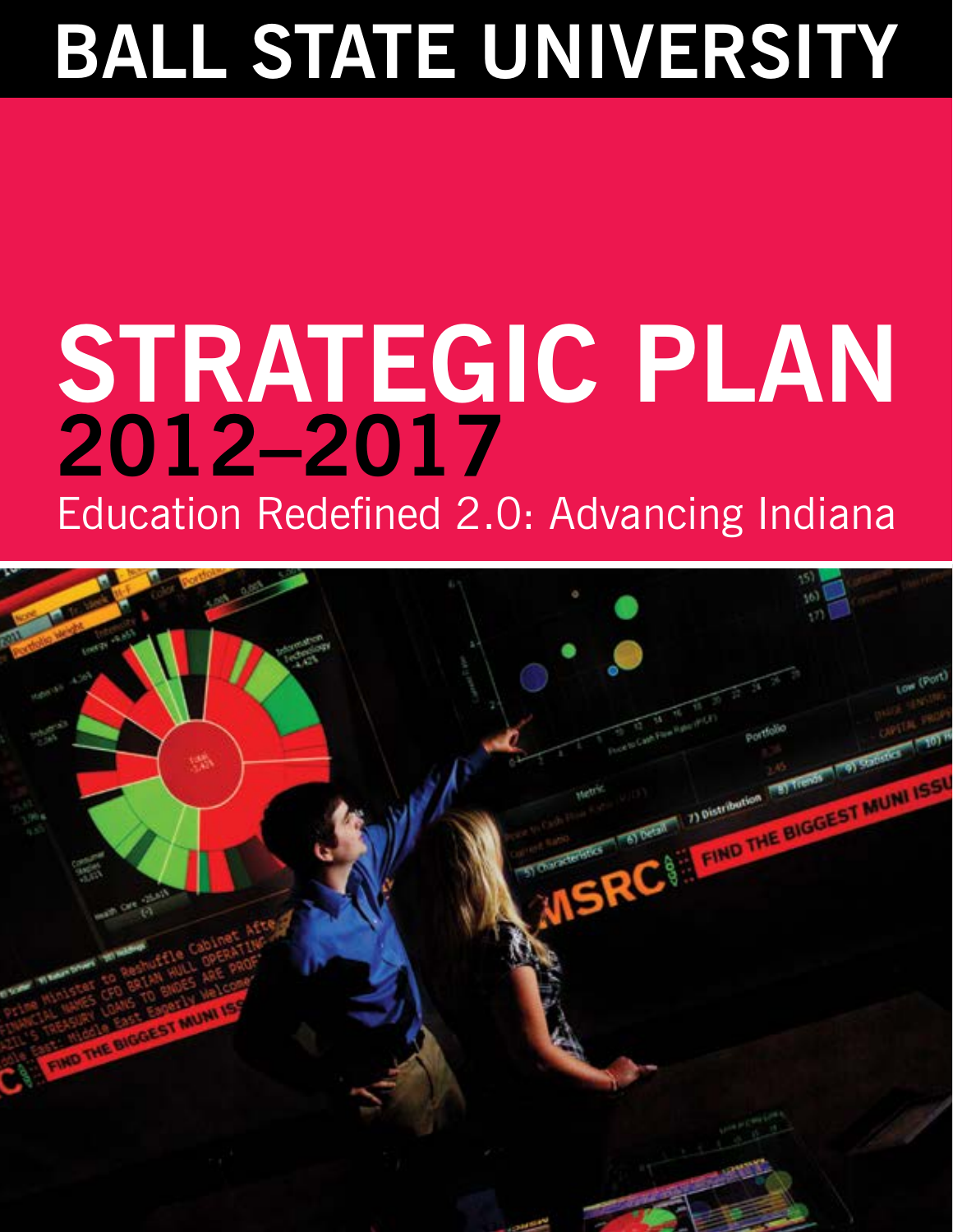# BALL STATE UNIVERSITY

# STRATEGIC PLAN 2012–2017

## Education Redefined 2.0: Advancing Indiana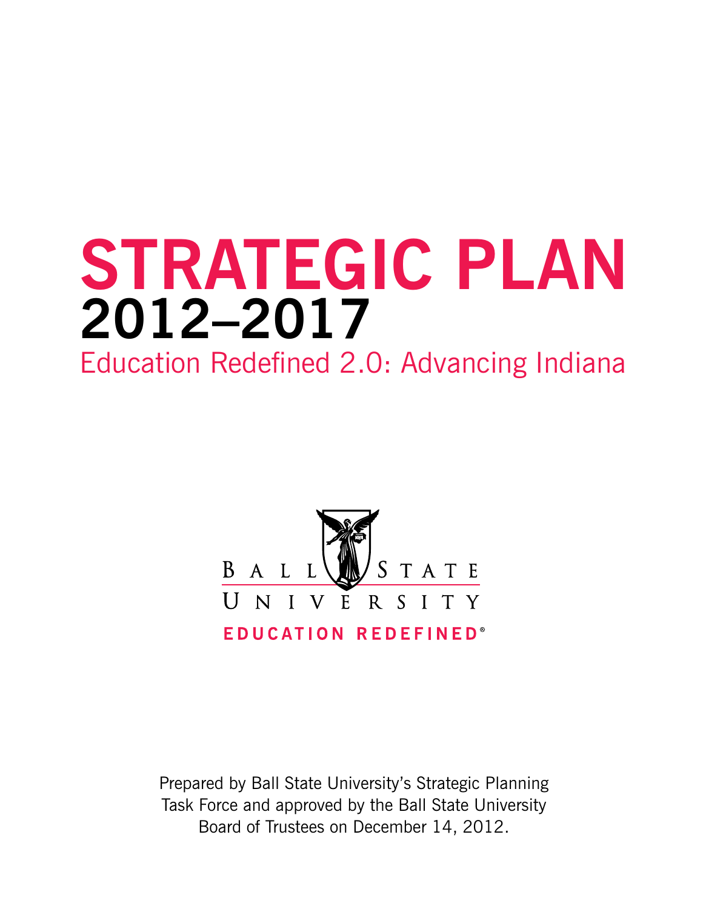# STRATEGIC PLAN 2012–2017

## Education Redefined 2.0: Advancing Indiana

BALL STATE UNIVERSITY

EDUCATION REDEFINED®

Prepared by Ball State University's Strategic Planning Task Force and approved by the Ball State University Board of Trustees on December 14, 2012.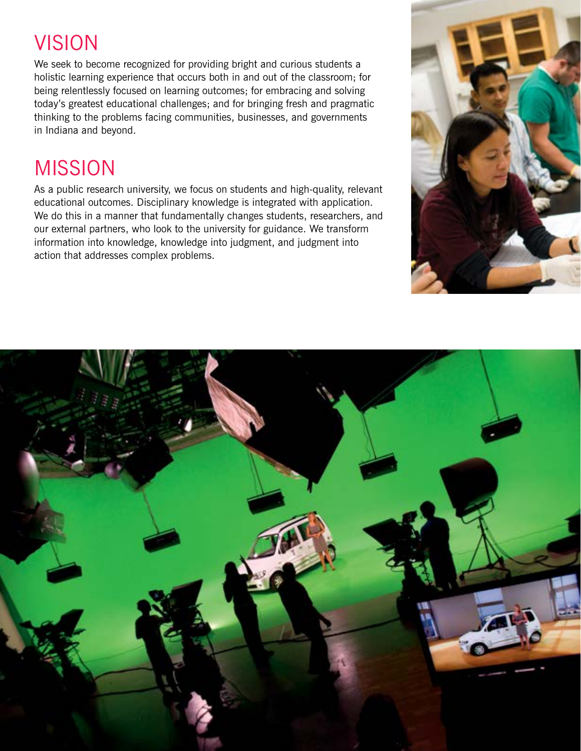## VISION

We seek to become recognized for providing bright and curious students a holistic learning experience that occurs both in and out of the classroom; for being relentlessly focused on learning outcomes; for embracing and solving today's greatest educational challenges; and for bringing fresh and pragmatic thinking to the problems facing communities, businesses, and governments in Indiana and beyond.

## MISSION

As a public research university, we focus on students and high-quality, relevant educational outcomes. Disciplinary knowledge is integrated with application. We do this in a manner that fundamentally changes students, researchers, and our external partners, who look to the university for guidance. We transform information into knowledge, knowledge into judgment, and judgment into action that addresses complex problems.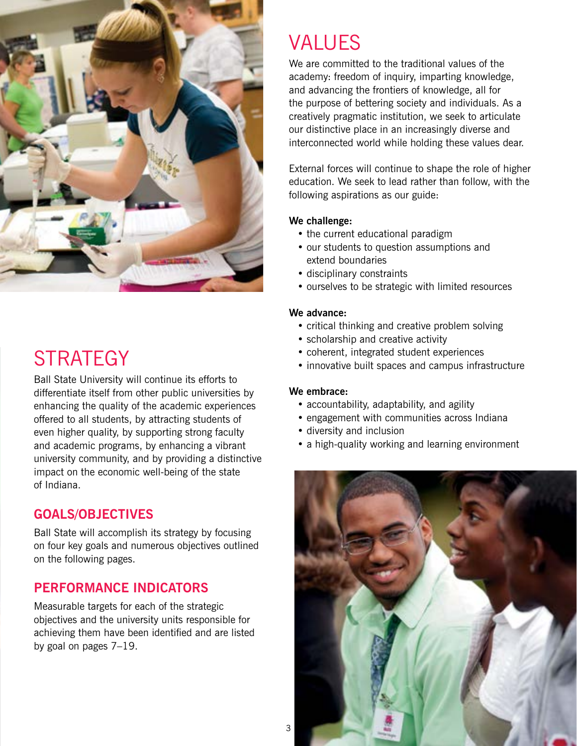# VALUES

We are committed to the traditional values of the academy: freedom of inquiry, imparting knowledge, and advancing the frontiers of knowledge, all for the purpose of bettering society and individuals. As a creatively pragmatic institution, we seek to articulate our distinctive place in an increasingly diverse and interconnected world while holding these values dear.

External forces will continue to shape the role of higher education. We seek to lead rather than follow, with the following aspirations as our guide:

**We challenge:**

- the current educational paradigm
- our students to question assumptions and extend boundaries
- disciplinary constraints
- ourselves to be strategic with limited resources

**We advance:**

- critical thinking and creative problem solving
- scholarship and creative activity
- coherent, integrated student experiences
- innovative built spaces and campus infrastructure

**We embrace:**

- accountability, adaptability, and agility
- engagement with communities across Indiana
- diversity and inclusion
- a high-quality working and learning environment

# STRATEGY

Ball State University will continue its efforts to differentiate itself from other public universities by enhancing the quality of the academic experiences offered to all students, by attracting students of even higher quality, by supporting strong faculty and academic programs, by enhancing a vibrant university community, and by providing a distinctive impact on the economic well-being of the state of Indiana.

## GOALS/OBJECTIVES

Ball State will accomplish its strategy by focusing on four key goals and numerous objectives outlined on the following pages.

## PERFORMANCE INDICATORS

Measurable targets for each of the strategic objectives and the university units responsible for achieving them have been identified and are listed by goal on pages 7–19.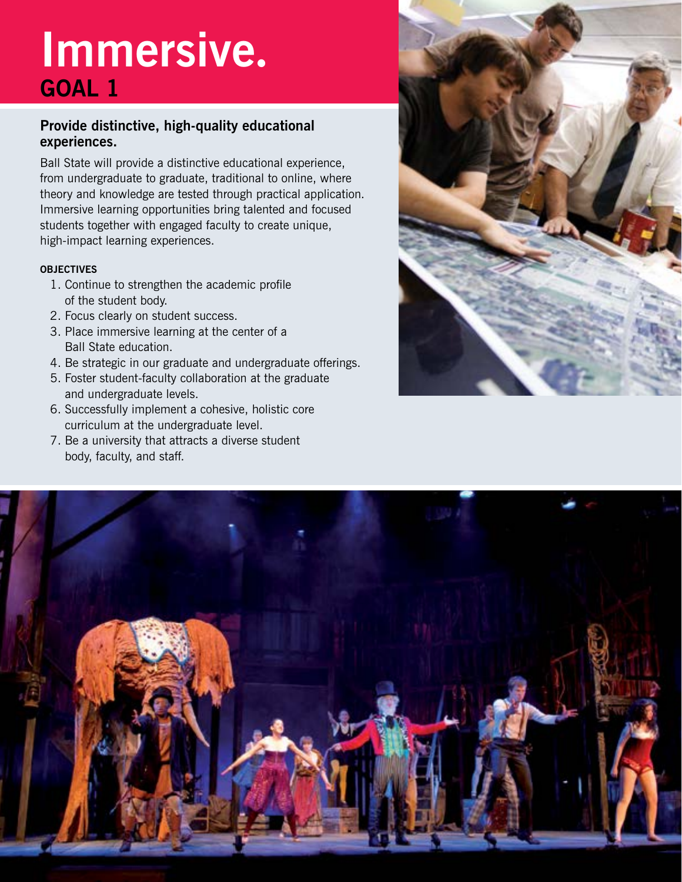# Immersive.

## GOAL 1

### Provide distinctive, high-quality educational experiences.

Ball State will provide a distinctive educational experience, from undergraduate to graduate, traditional to online, where theory and knowledge are tested through practical application. Immersive learning opportunities bring talented and focused students together with engaged faculty to create unique, high-impact learning experiences.

**OBJECTIVES**

1. Continue to strengthen the academic profile of the student body.
2. Focus clearly on student success.
3. Place immersive learning at the center of a Ball State education.
4. Be strategic in our graduate and undergraduate offerings.
5. Foster student-faculty collaboration at the graduate and undergraduate levels.
6. Successfully implement a cohesive, holistic core curriculum at the undergraduate level.
7. Be a university that attracts a diverse student body, faculty, and staff.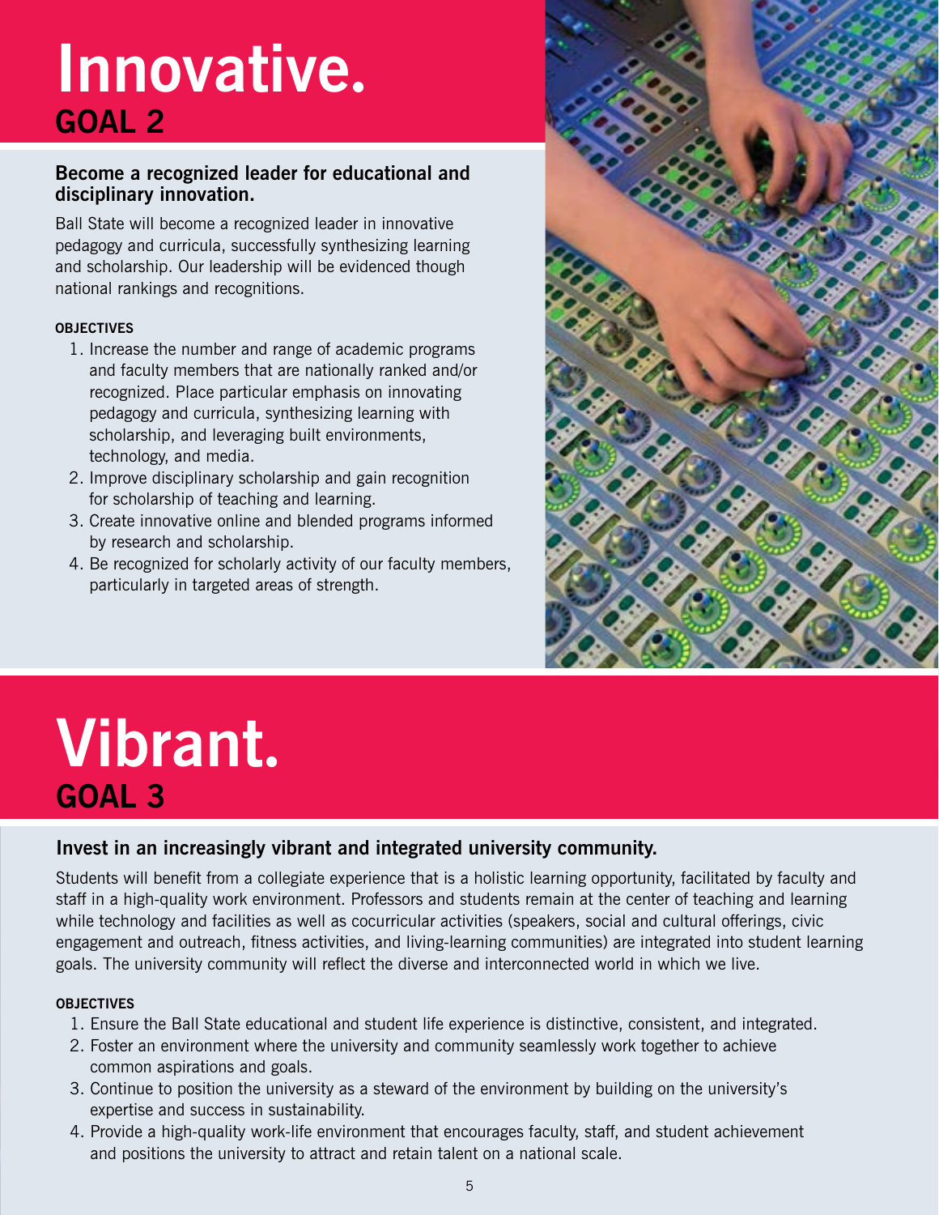# Innovative.
## GOAL 2

### Become a recognized leader for educational and disciplinary innovation.

Ball State will become a recognized leader in innovative pedagogy and curricula, successfully synthesizing learning and scholarship. Our leadership will be evidenced though national rankings and recognitions.

**OBJECTIVES**

1. Increase the number and range of academic programs and faculty members that are nationally ranked and/or recognized. Place particular emphasis on innovating pedagogy and curricula, synthesizing learning with scholarship, and leveraging built environments, technology, and media.
2. Improve disciplinary scholarship and gain recognition for scholarship of teaching and learning.
3. Create innovative online and blended programs informed by research and scholarship.
4. Be recognized for scholarly activity of our faculty members, particularly in targeted areas of strength.

# Vibrant.
## GOAL 3

### Invest in an increasingly vibrant and integrated university community.

Students will benefit from a collegiate experience that is a holistic learning opportunity, facilitated by faculty and staff in a high-quality work environment. Professors and students remain at the center of teaching and learning while technology and facilities as well as cocurricular activities (speakers, social and cultural offerings, civic engagement and outreach, fitness activities, and living-learning communities) are integrated into student learning goals. The university community will reflect the diverse and interconnected world in which we live.

**OBJECTIVES**

1. Ensure the Ball State educational and student life experience is distinctive, consistent, and integrated.
2. Foster an environment where the university and community seamlessly work together to achieve common aspirations and goals.
3. Continue to position the university as a steward of the environment by building on the university's expertise and success in sustainability.
4. Provide a high-quality work-life environment that encourages faculty, staff, and student achievement and positions the university to attract and retain talent on a national scale.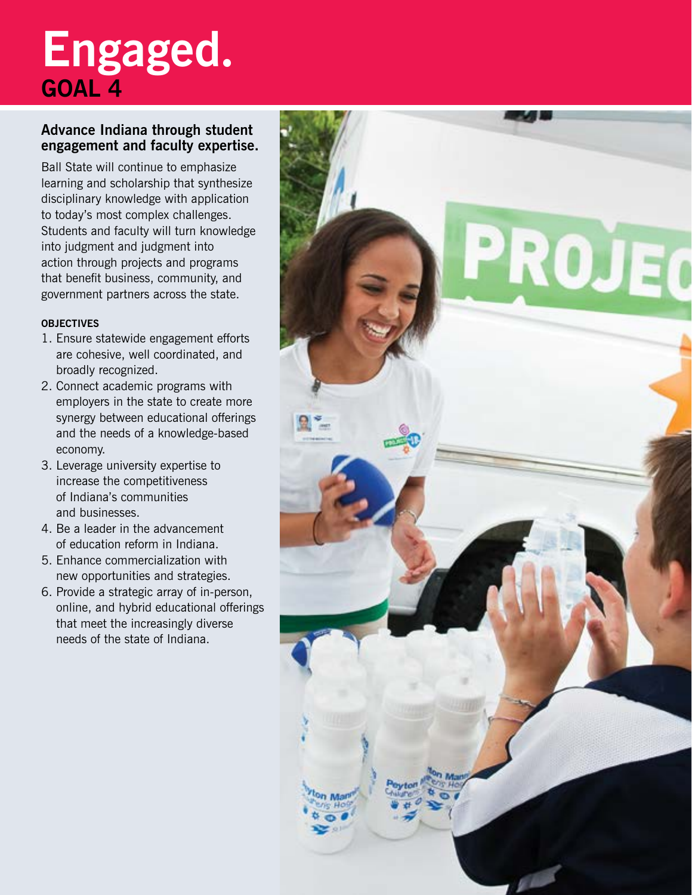# Engaged.

## GOAL 4

### Advance Indiana through student engagement and faculty expertise.

Ball State will continue to emphasize learning and scholarship that synthesize disciplinary knowledge with application to today's most complex challenges. Students and faculty will turn knowledge into judgment and judgment into action through projects and programs that benefit business, community, and government partners across the state.

**OBJECTIVES**

1. Ensure statewide engagement efforts are cohesive, well coordinated, and broadly recognized.
2. Connect academic programs with employers in the state to create more synergy between educational offerings and the needs of a knowledge-based economy.
3. Leverage university expertise to increase the competitiveness of Indiana's communities and businesses.
4. Be a leader in the advancement of education reform in Indiana.
5. Enhance commercialization with new opportunities and strategies.
6. Provide a strategic array of in-person, online, and hybrid educational offerings that meet the increasingly diverse needs of the state of Indiana.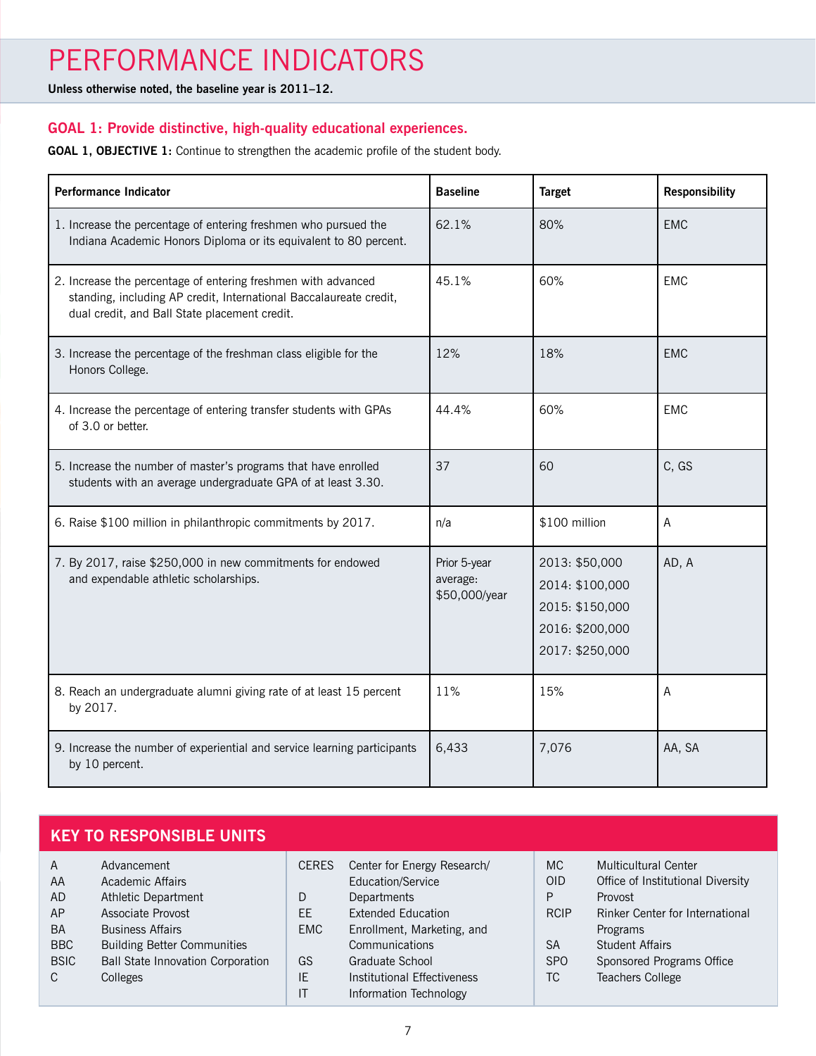# PERFORMANCE INDICATORS

**Unless otherwise noted, the baseline year is 2011–12.**

## GOAL 1: Provide distinctive, high-quality educational experiences.

**GOAL 1, OBJECTIVE 1:** Continue to strengthen the academic profile of the student body.

| Performance Indicator | Baseline | Target | Responsibility |
|---|---|---|---|
| 1. Increase the percentage of entering freshmen who pursued the Indiana Academic Honors Diploma or its equivalent to 80 percent. | 62.1% | 80% | EMC |
| 2. Increase the percentage of entering freshmen with advanced standing, including AP credit, International Baccalaureate credit, dual credit, and Ball State placement credit. | 45.1% | 60% | EMC |
| 3. Increase the percentage of the freshman class eligible for the Honors College. | 12% | 18% | EMC |
| 4. Increase the percentage of entering transfer students with GPAs of 3.0 or better. | 44.4% | 60% | EMC |
| 5. Increase the number of master's programs that have enrolled students with an average undergraduate GPA of at least 3.30. | 37 | 60 | C, GS |
| 6. Raise $100 million in philanthropic commitments by 2017. | n/a | $100 million | A |
| 7. By 2017, raise $250,000 in new commitments for endowed and expendable athletic scholarships. | Prior 5-year average: $50,000/year | 2013: $50,000<br>2014: $100,000<br>2015: $150,000<br>2016: $200,000<br>2017: $250,000 | AD, A |
| 8. Reach an undergraduate alumni giving rate of at least 15 percent by 2017. | 11% | 15% | A |
| 9. Increase the number of experiential and service learning participants by 10 percent. | 6,433 | 7,076 | AA, SA |

## KEY TO RESPONSIBLE UNITS

| Abbreviation | Unit |
|---|---|
| A | Advancement |
| AA | Academic Affairs |
| AD | Athletic Department |
| AP | Associate Provost |
| BA | Business Affairs |
| BBC | Building Better Communities |
| BSIC | Ball State Innovation Corporation |
| C | Colleges |
| CERES | Center for Energy Research/Education/Service |
| D | Departments |
| EE | Extended Education |
| EMC | Enrollment, Marketing, and Communications |
| GS | Graduate School |
| IE | Institutional Effectiveness |
| IT | Information Technology |
| MC | Multicultural Center |
| OID | Office of Institutional Diversity |
| P | Provost |
| RCIP | Rinker Center for International Programs |
| SA | Student Affairs |
| SPO | Sponsored Programs Office |
| TC | Teachers College |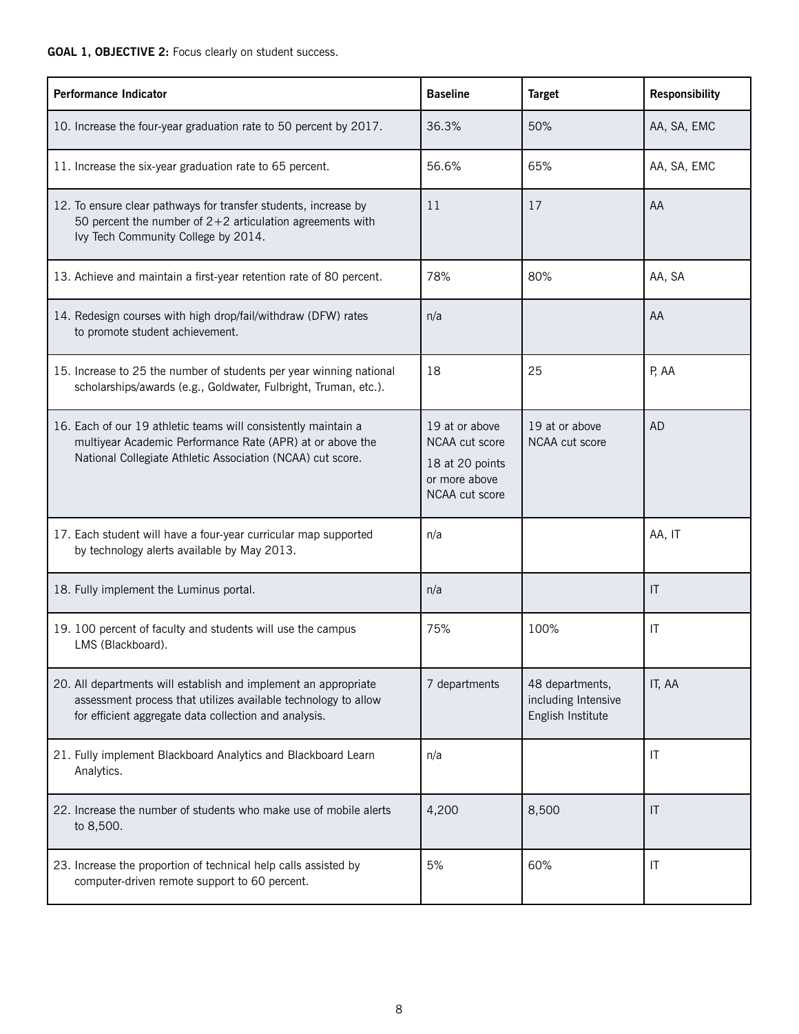**GOAL 1, OBJECTIVE 2:** Focus clearly on student success.

| Performance Indicator | Baseline | Target | Responsibility |
|---|---|---|---|
| 10. Increase the four-year graduation rate to 50 percent by 2017. | 36.3% | 50% | AA, SA, EMC |
| 11. Increase the six-year graduation rate to 65 percent. | 56.6% | 65% | AA, SA, EMC |
| 12. To ensure clear pathways for transfer students, increase by 50 percent the number of 2+2 articulation agreements with Ivy Tech Community College by 2014. | 11 | 17 | AA |
| 13. Achieve and maintain a first-year retention rate of 80 percent. | 78% | 80% | AA, SA |
| 14. Redesign courses with high drop/fail/withdraw (DFW) rates to promote student achievement. | n/a | | AA |
| 15. Increase to 25 the number of students per year winning national scholarships/awards (e.g., Goldwater, Fulbright, Truman, etc.). | 18 | 25 | P, AA |
| 16. Each of our 19 athletic teams will consistently maintain a multiyear Academic Performance Rate (APR) at or above the National Collegiate Athletic Association (NCAA) cut score. | 19 at or above NCAA cut score<br>18 at 20 points or more above NCAA cut score | 19 at or above NCAA cut score | AD |
| 17. Each student will have a four-year curricular map supported by technology alerts available by May 2013. | n/a | | AA, IT |
| 18. Fully implement the Luminus portal. | n/a | | IT |
| 19. 100 percent of faculty and students will use the campus LMS (Blackboard). | 75% | 100% | IT |
| 20. All departments will establish and implement an appropriate assessment process that utilizes available technology to allow for efficient aggregate data collection and analysis. | 7 departments | 48 departments, including Intensive English Institute | IT, AA |
| 21. Fully implement Blackboard Analytics and Blackboard Learn Analytics. | n/a | | IT |
| 22. Increase the number of students who make use of mobile alerts to 8,500. | 4,200 | 8,500 | IT |
| 23. Increase the proportion of technical help calls assisted by computer-driven remote support to 60 percent. | 5% | 60% | IT |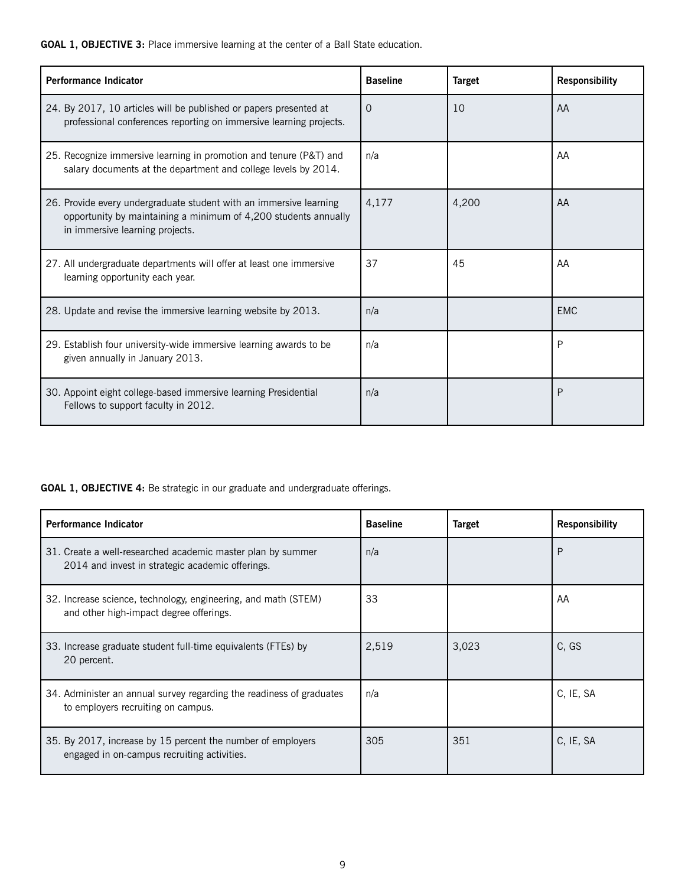**GOAL 1, OBJECTIVE 3:** Place immersive learning at the center of a Ball State education.

| Performance Indicator | Baseline | Target | Responsibility |
|---|---|---|---|
| 24. By 2017, 10 articles will be published or papers presented at professional conferences reporting on immersive learning projects. | 0 | 10 | AA |
| 25. Recognize immersive learning in promotion and tenure (P&T) and salary documents at the department and college levels by 2014. | n/a | | AA |
| 26. Provide every undergraduate student with an immersive learning opportunity by maintaining a minimum of 4,200 students annually in immersive learning projects. | 4,177 | 4,200 | AA |
| 27. All undergraduate departments will offer at least one immersive learning opportunity each year. | 37 | 45 | AA |
| 28. Update and revise the immersive learning website by 2013. | n/a | | EMC |
| 29. Establish four university-wide immersive learning awards to be given annually in January 2013. | n/a | | P |
| 30. Appoint eight college-based immersive learning Presidential Fellows to support faculty in 2012. | n/a | | P |

**GOAL 1, OBJECTIVE 4:** Be strategic in our graduate and undergraduate offerings.

| Performance Indicator | Baseline | Target | Responsibility |
|---|---|---|---|
| 31. Create a well-researched academic master plan by summer 2014 and invest in strategic academic offerings. | n/a | | P |
| 32. Increase science, technology, engineering, and math (STEM) and other high-impact degree offerings. | 33 | | AA |
| 33. Increase graduate student full-time equivalents (FTEs) by 20 percent. | 2,519 | 3,023 | C, GS |
| 34. Administer an annual survey regarding the readiness of graduates to employers recruiting on campus. | n/a | | C, IE, SA |
| 35. By 2017, increase by 15 percent the number of employers engaged in on-campus recruiting activities. | 305 | 351 | C, IE, SA |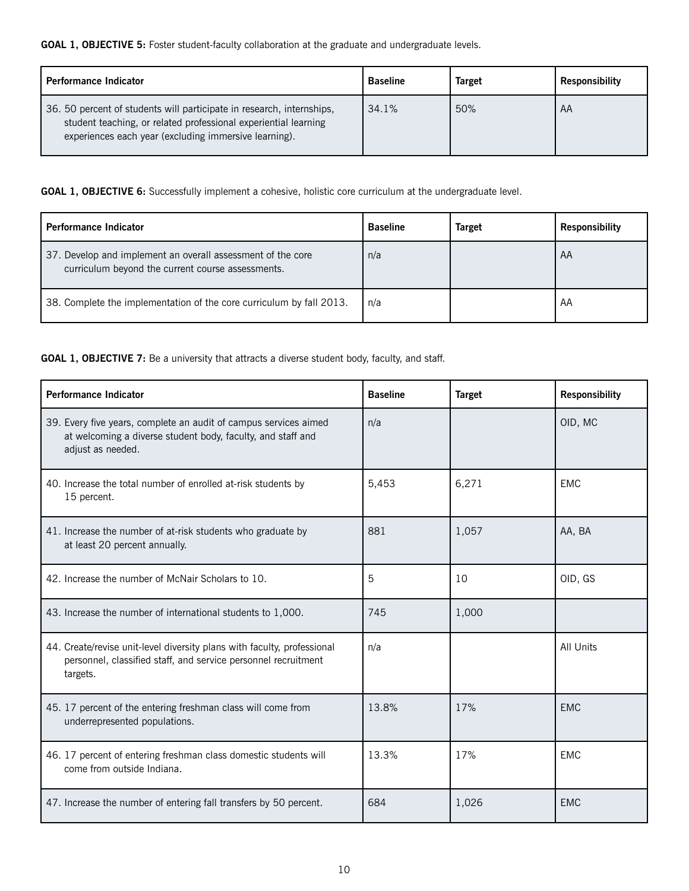**GOAL 1, OBJECTIVE 5:** Foster student-faculty collaboration at the graduate and undergraduate levels.

| Performance Indicator | Baseline | Target | Responsibility |
|---|---|---|---|
| 36. 50 percent of students will participate in research, internships, student teaching, or related professional experiential learning experiences each year (excluding immersive learning). | 34.1% | 50% | AA |

**GOAL 1, OBJECTIVE 6:** Successfully implement a cohesive, holistic core curriculum at the undergraduate level.

| Performance Indicator | Baseline | Target | Responsibility |
|---|---|---|---|
| 37. Develop and implement an overall assessment of the core curriculum beyond the current course assessments. | n/a | | AA |
| 38. Complete the implementation of the core curriculum by fall 2013. | n/a | | AA |

**GOAL 1, OBJECTIVE 7:** Be a university that attracts a diverse student body, faculty, and staff.

| Performance Indicator | Baseline | Target | Responsibility |
|---|---|---|---|
| 39. Every five years, complete an audit of campus services aimed at welcoming a diverse student body, faculty, and staff and adjust as needed. | n/a | | OID, MC |
| 40. Increase the total number of enrolled at-risk students by 15 percent. | 5,453 | 6,271 | EMC |
| 41. Increase the number of at-risk students who graduate by at least 20 percent annually. | 881 | 1,057 | AA, BA |
| 42. Increase the number of McNair Scholars to 10. | 5 | 10 | OID, GS |
| 43. Increase the number of international students to 1,000. | 745 | 1,000 | |
| 44. Create/revise unit-level diversity plans with faculty, professional personnel, classified staff, and service personnel recruitment targets. | n/a | | All Units |
| 45. 17 percent of the entering freshman class will come from underrepresented populations. | 13.8% | 17% | EMC |
| 46. 17 percent of entering freshman class domestic students will come from outside Indiana. | 13.3% | 17% | EMC |
| 47. Increase the number of entering fall transfers by 50 percent. | 684 | 1,026 | EMC |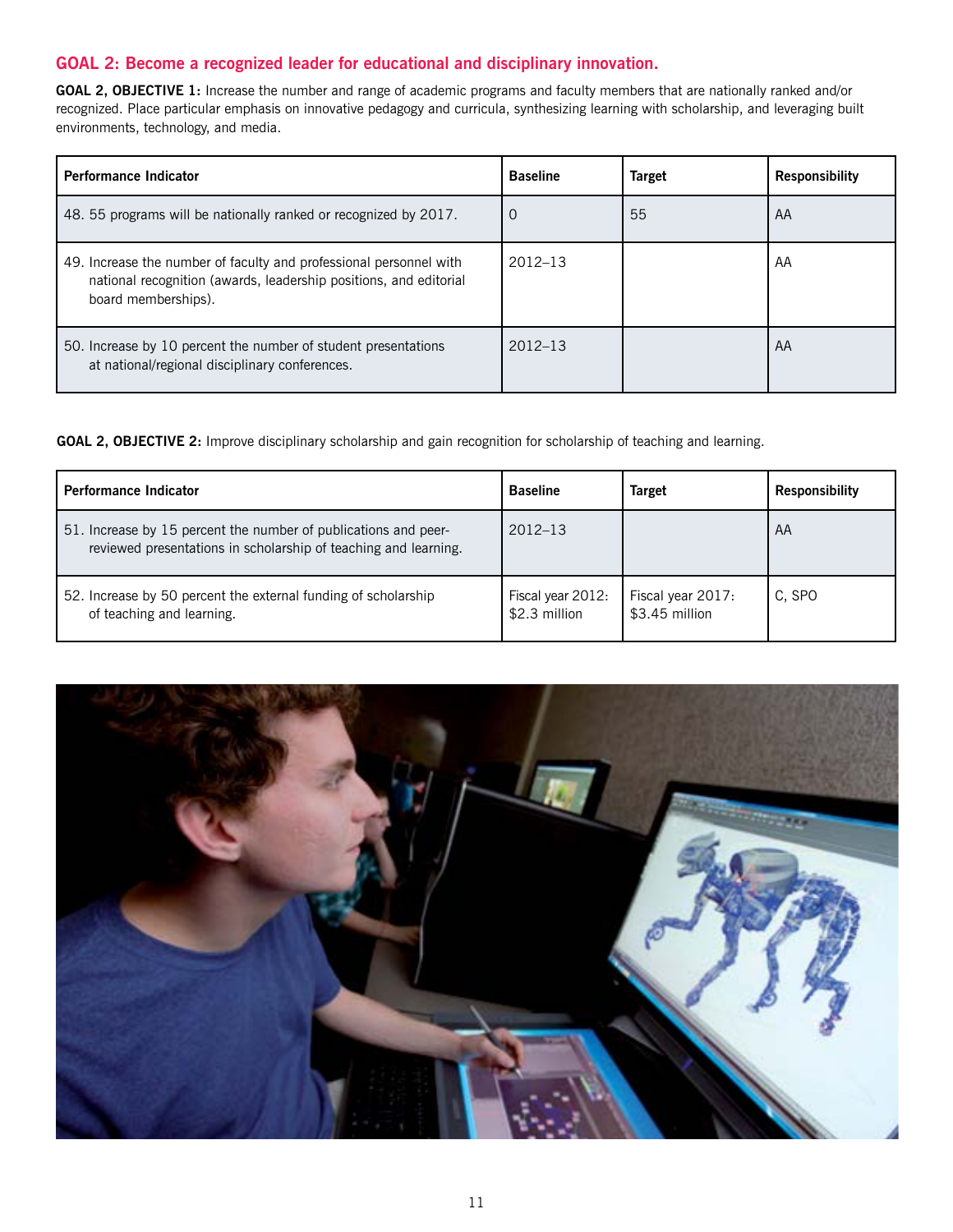## GOAL 2: Become a recognized leader for educational and disciplinary innovation.

**GOAL 2, OBJECTIVE 1:** Increase the number and range of academic programs and faculty members that are nationally ranked and/or recognized. Place particular emphasis on innovative pedagogy and curricula, synthesizing learning with scholarship, and leveraging built environments, technology, and media.

| Performance Indicator | Baseline | Target | Responsibility |
|---|---|---|---|
| 48. 55 programs will be nationally ranked or recognized by 2017. | 0 | 55 | AA |
| 49. Increase the number of faculty and professional personnel with national recognition (awards, leadership positions, and editorial board memberships). | 2012–13 | | AA |
| 50. Increase by 10 percent the number of student presentations at national/regional disciplinary conferences. | 2012–13 | | AA |

**GOAL 2, OBJECTIVE 2:** Improve disciplinary scholarship and gain recognition for scholarship of teaching and learning.

| Performance Indicator | Baseline | Target | Responsibility |
|---|---|---|---|
| 51. Increase by 15 percent the number of publications and peer-reviewed presentations in scholarship of teaching and learning. | 2012–13 | | AA |
| 52. Increase by 50 percent the external funding of scholarship of teaching and learning. | Fiscal year 2012: $2.3 million | Fiscal year 2017: $3.45 million | C, SPO |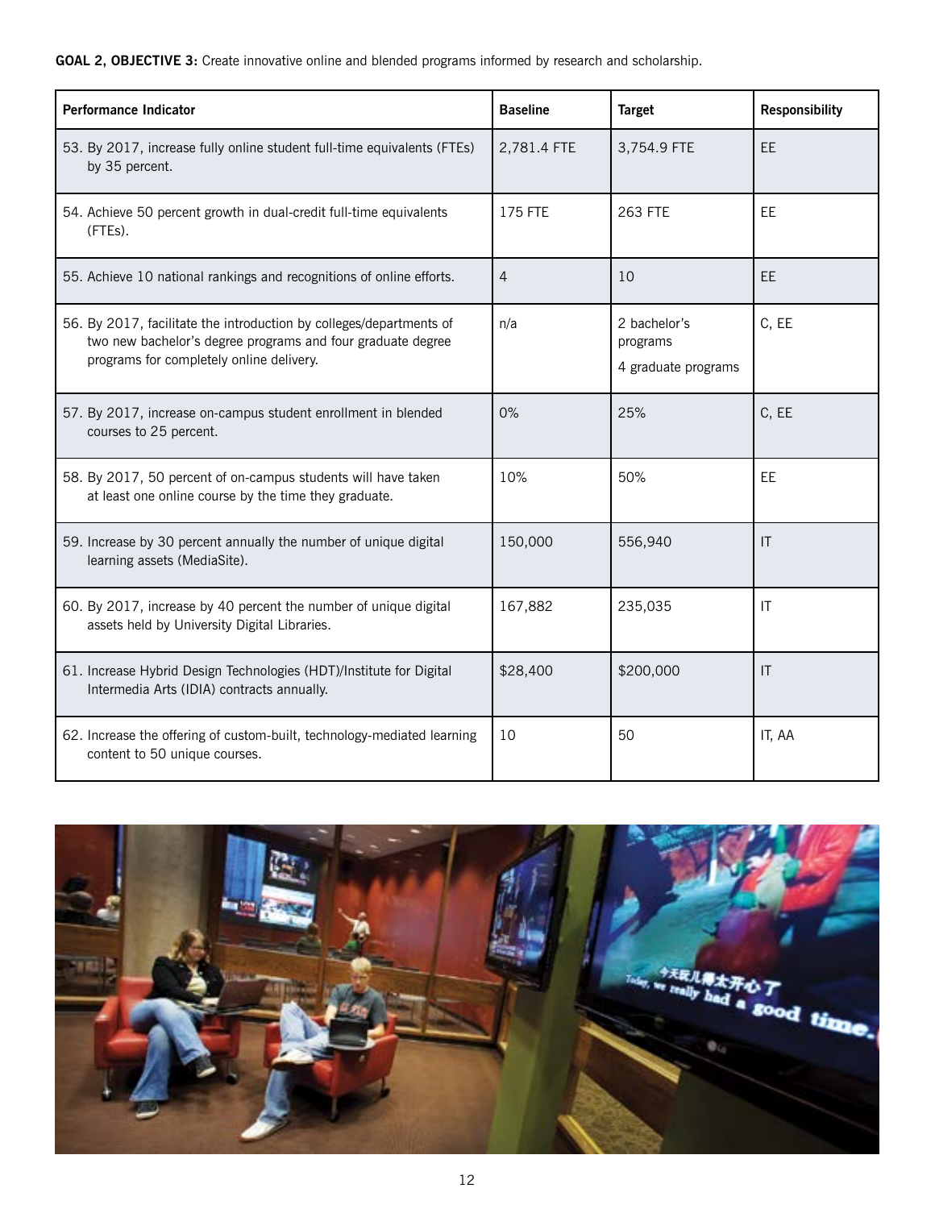**GOAL 2, OBJECTIVE 3:** Create innovative online and blended programs informed by research and scholarship.

| Performance Indicator | Baseline | Target | Responsibility |
|---|---|---|---|
| 53. By 2017, increase fully online student full-time equivalents (FTEs) by 35 percent. | 2,781.4 FTE | 3,754.9 FTE | EE |
| 54. Achieve 50 percent growth in dual-credit full-time equivalents (FTEs). | 175 FTE | 263 FTE | EE |
| 55. Achieve 10 national rankings and recognitions of online efforts. | 4 | 10 | EE |
| 56. By 2017, facilitate the introduction by colleges/departments of two new bachelor's degree programs and four graduate degree programs for completely online delivery. | n/a | 2 bachelor's programs<br>4 graduate programs | C, EE |
| 57. By 2017, increase on-campus student enrollment in blended courses to 25 percent. | 0% | 25% | C, EE |
| 58. By 2017, 50 percent of on-campus students will have taken at least one online course by the time they graduate. | 10% | 50% | EE |
| 59. Increase by 30 percent annually the number of unique digital learning assets (MediaSite). | 150,000 | 556,940 | IT |
| 60. By 2017, increase by 40 percent the number of unique digital assets held by University Digital Libraries. | 167,882 | 235,035 | IT |
| 61. Increase Hybrid Design Technologies (HDT)/Institute for Digital Intermedia Arts (IDIA) contracts annually. | $28,400 | $200,000 | IT |
| 62. Increase the offering of custom-built, technology-mediated learning content to 50 unique courses. | 10 | 50 | IT, AA |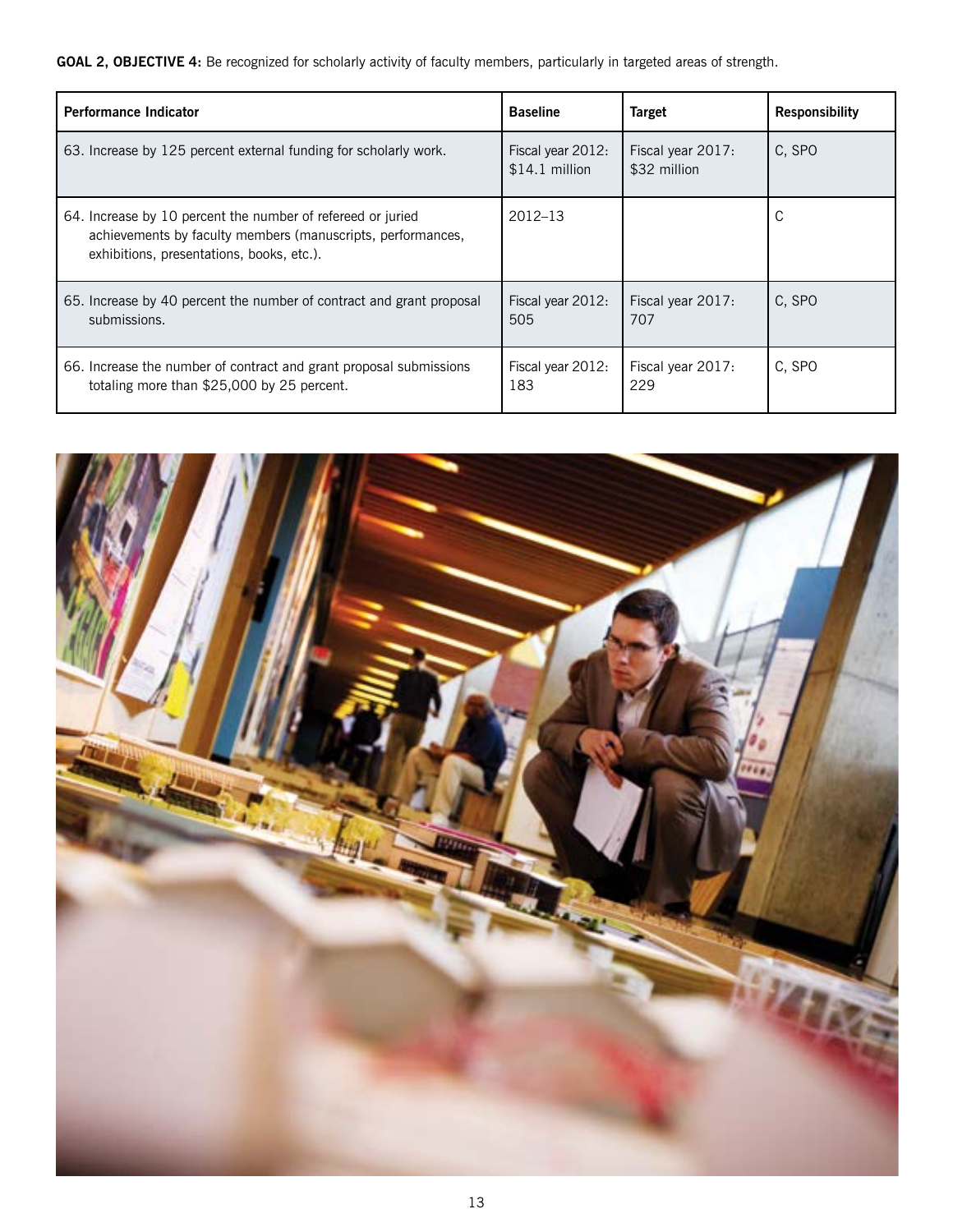**GOAL 2, OBJECTIVE 4:** Be recognized for scholarly activity of faculty members, particularly in targeted areas of strength.

| Performance Indicator | Baseline | Target | Responsibility |
|---|---|---|---|
| 63. Increase by 125 percent external funding for scholarly work. | Fiscal year 2012: $14.1 million | Fiscal year 2017: $32 million | C, SPO |
| 64. Increase by 10 percent the number of refereed or juried achievements by faculty members (manuscripts, performances, exhibitions, presentations, books, etc.). | 2012–13 | | C |
| 65. Increase by 40 percent the number of contract and grant proposal submissions. | Fiscal year 2012: 505 | Fiscal year 2017: 707 | C, SPO |
| 66. Increase the number of contract and grant proposal submissions totaling more than $25,000 by 25 percent. | Fiscal year 2012: 183 | Fiscal year 2017: 229 | C, SPO |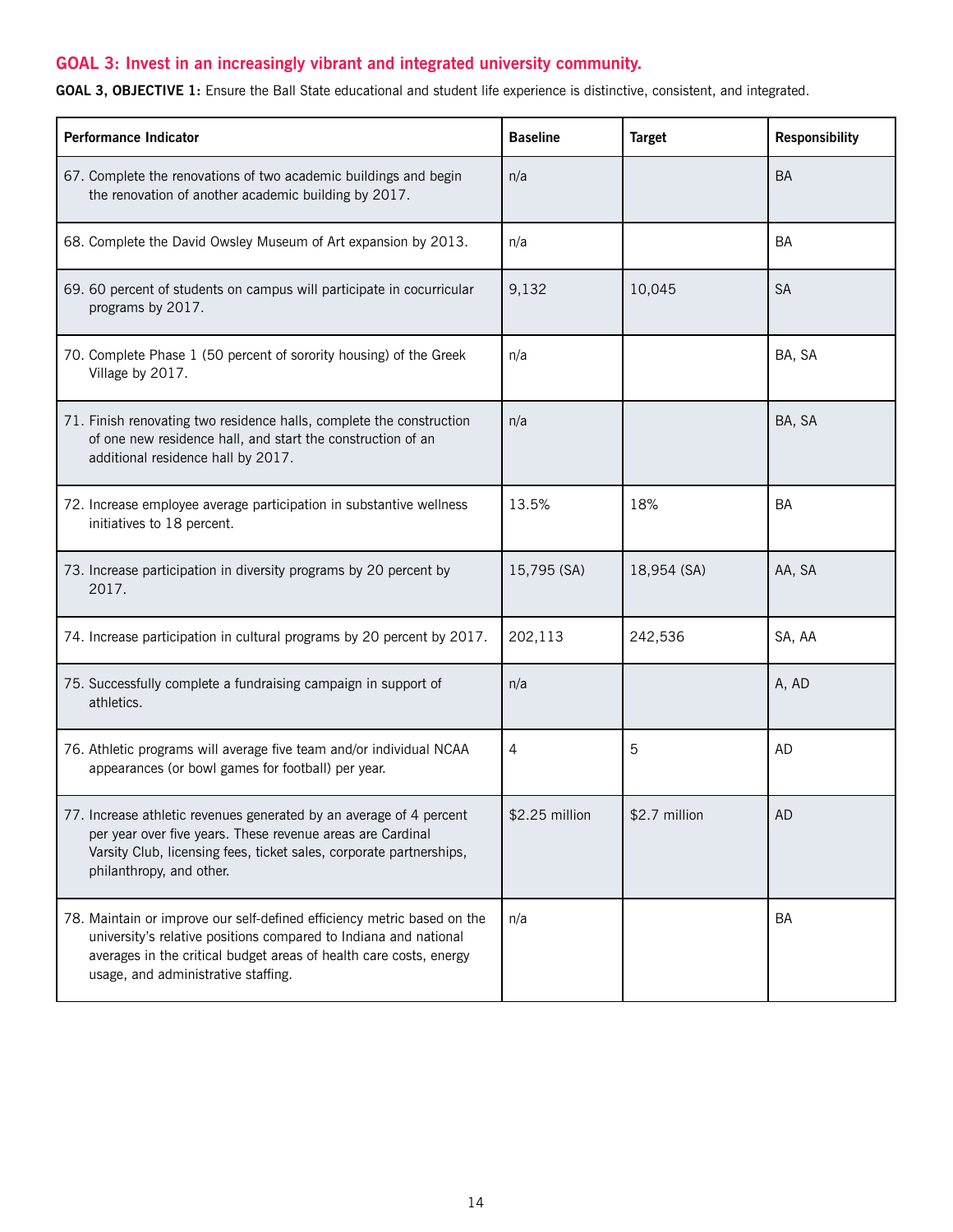## GOAL 3: Invest in an increasingly vibrant and integrated university community.

**GOAL 3, OBJECTIVE 1:** Ensure the Ball State educational and student life experience is distinctive, consistent, and integrated.

| Performance Indicator | Baseline | Target | Responsibility |
|---|---|---|---|
| 67. Complete the renovations of two academic buildings and begin the renovation of another academic building by 2017. | n/a | | BA |
| 68. Complete the David Owsley Museum of Art expansion by 2013. | n/a | | BA |
| 69. 60 percent of students on campus will participate in cocurricular programs by 2017. | 9,132 | 10,045 | SA |
| 70. Complete Phase 1 (50 percent of sorority housing) of the Greek Village by 2017. | n/a | | BA, SA |
| 71. Finish renovating two residence halls, complete the construction of one new residence hall, and start the construction of an additional residence hall by 2017. | n/a | | BA, SA |
| 72. Increase employee average participation in substantive wellness initiatives to 18 percent. | 13.5% | 18% | BA |
| 73. Increase participation in diversity programs by 20 percent by 2017. | 15,795 (SA) | 18,954 (SA) | AA, SA |
| 74. Increase participation in cultural programs by 20 percent by 2017. | 202,113 | 242,536 | SA, AA |
| 75. Successfully complete a fundraising campaign in support of athletics. | n/a | | A, AD |
| 76. Athletic programs will average five team and/or individual NCAA appearances (or bowl games for football) per year. | 4 | 5 | AD |
| 77. Increase athletic revenues generated by an average of 4 percent per year over five years. These revenue areas are Cardinal Varsity Club, licensing fees, ticket sales, corporate partnerships, philanthropy, and other. | $2.25 million | $2.7 million | AD |
| 78. Maintain or improve our self-defined efficiency metric based on the university's relative positions compared to Indiana and national averages in the critical budget areas of health care costs, energy usage, and administrative staffing. | n/a | | BA |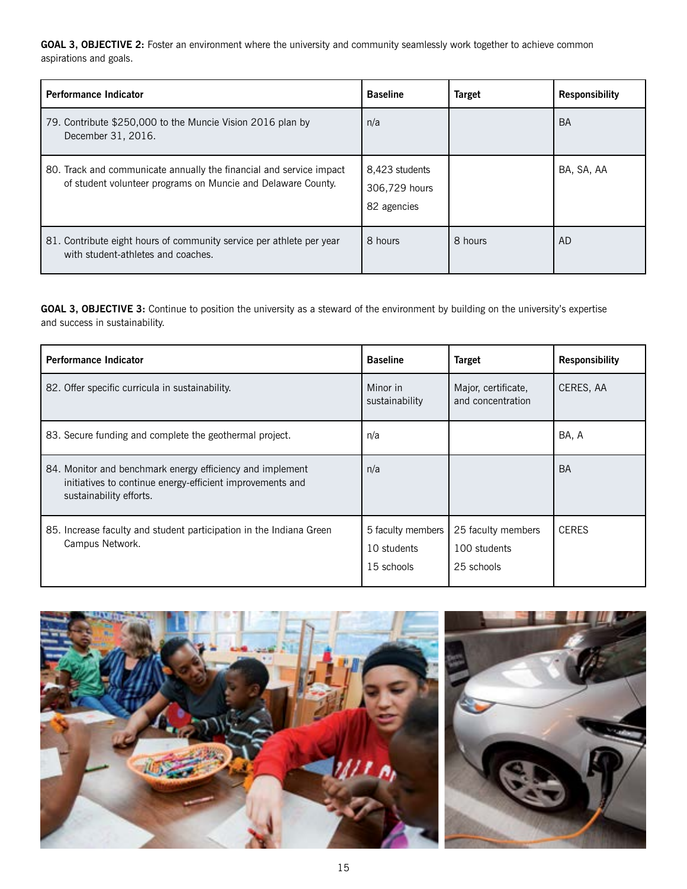**GOAL 3, OBJECTIVE 2:** Foster an environment where the university and community seamlessly work together to achieve common aspirations and goals.

| Performance Indicator | Baseline | Target | Responsibility |
|---|---|---|---|
| 79. Contribute $250,000 to the Muncie Vision 2016 plan by December 31, 2016. | n/a | | BA |
| 80. Track and communicate annually the financial and service impact of student volunteer programs on Muncie and Delaware County. | 8,423 students<br>306,729 hours<br>82 agencies | | BA, SA, AA |
| 81. Contribute eight hours of community service per athlete per year with student-athletes and coaches. | 8 hours | 8 hours | AD |

**GOAL 3, OBJECTIVE 3:** Continue to position the university as a steward of the environment by building on the university's expertise and success in sustainability.

| Performance Indicator | Baseline | Target | Responsibility |
|---|---|---|---|
| 82. Offer specific curricula in sustainability. | Minor in sustainability | Major, certificate, and concentration | CERES, AA |
| 83. Secure funding and complete the geothermal project. | n/a | | BA, A |
| 84. Monitor and benchmark energy efficiency and implement initiatives to continue energy-efficient improvements and sustainability efforts. | n/a | | BA |
| 85. Increase faculty and student participation in the Indiana Green Campus Network. | 5 faculty members<br>10 students<br>15 schools | 25 faculty members<br>100 students<br>25 schools | CERES |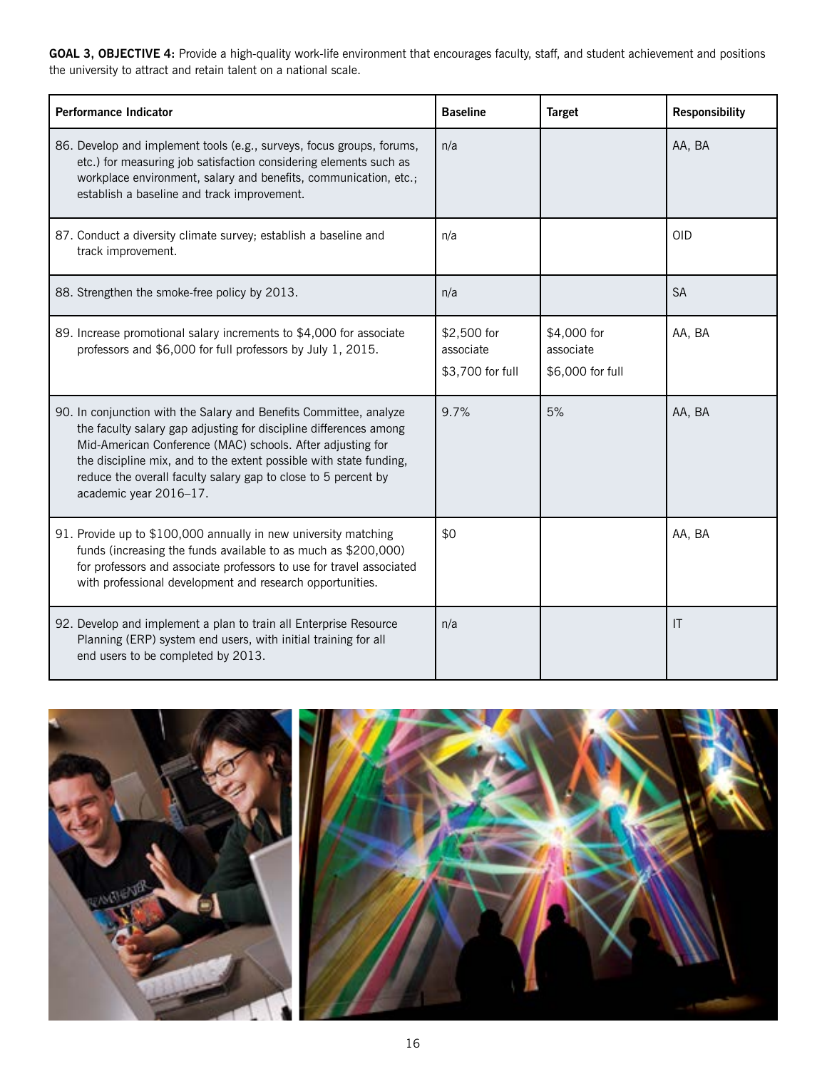**GOAL 3, OBJECTIVE 4:** Provide a high-quality work-life environment that encourages faculty, staff, and student achievement and positions the university to attract and retain talent on a national scale.

| Performance Indicator | Baseline | Target | Responsibility |
|---|---|---|---|
| 86. Develop and implement tools (e.g., surveys, focus groups, forums, etc.) for measuring job satisfaction considering elements such as workplace environment, salary and benefits, communication, etc.; establish a baseline and track improvement. | n/a | | AA, BA |
| 87. Conduct a diversity climate survey; establish a baseline and track improvement. | n/a | | OID |
| 88. Strengthen the smoke-free policy by 2013. | n/a | | SA |
| 89. Increase promotional salary increments to $4,000 for associate professors and $6,000 for full professors by July 1, 2015. | $2,500 for associate<br>$3,700 for full | $4,000 for associate<br>$6,000 for full | AA, BA |
| 90. In conjunction with the Salary and Benefits Committee, analyze the faculty salary gap adjusting for discipline differences among Mid-American Conference (MAC) schools. After adjusting for the discipline mix, and to the extent possible with state funding, reduce the overall faculty salary gap to close to 5 percent by academic year 2016–17. | 9.7% | 5% | AA, BA |
| 91. Provide up to $100,000 annually in new university matching funds (increasing the funds available to as much as $200,000) for professors and associate professors to use for travel associated with professional development and research opportunities. | $0 | | AA, BA |
| 92. Develop and implement a plan to train all Enterprise Resource Planning (ERP) system end users, with initial training for all end users to be completed by 2013. | n/a | | IT |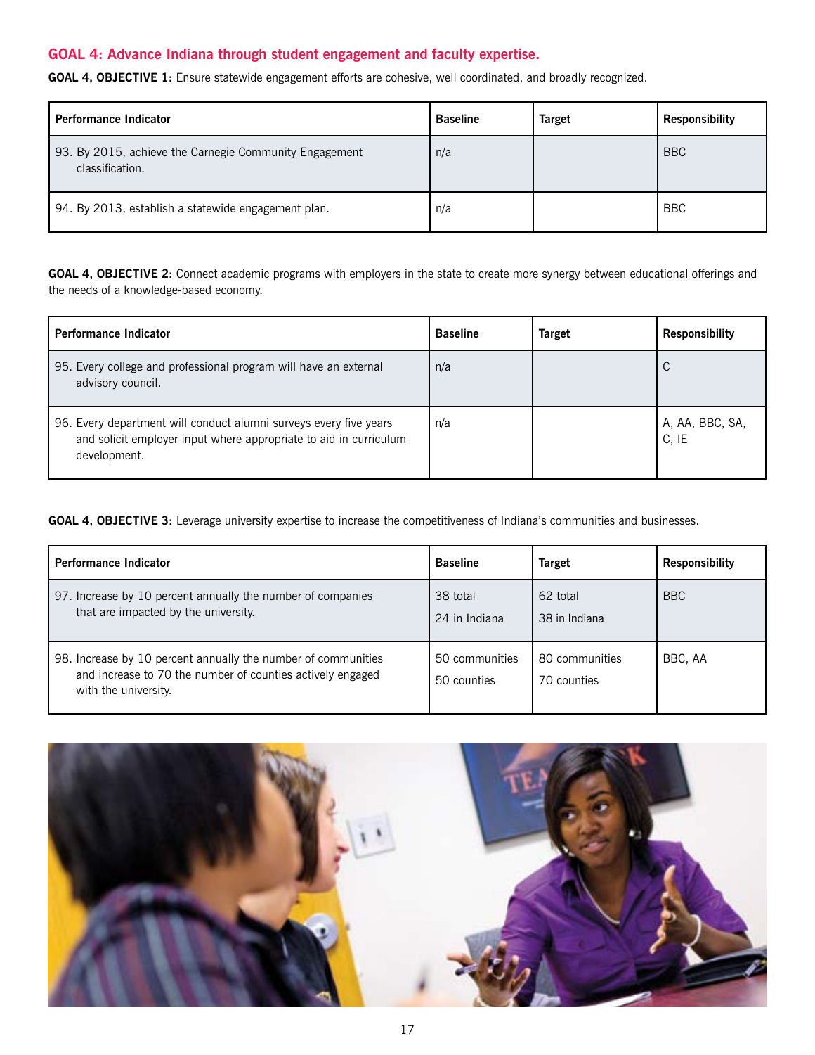## GOAL 4: Advance Indiana through student engagement and faculty expertise.

**GOAL 4, OBJECTIVE 1:** Ensure statewide engagement efforts are cohesive, well coordinated, and broadly recognized.

| Performance Indicator | Baseline | Target | Responsibility |
|---|---|---|---|
| 93. By 2015, achieve the Carnegie Community Engagement classification. | n/a | | BBC |
| 94. By 2013, establish a statewide engagement plan. | n/a | | BBC |

**GOAL 4, OBJECTIVE 2:** Connect academic programs with employers in the state to create more synergy between educational offerings and the needs of a knowledge-based economy.

| Performance Indicator | Baseline | Target | Responsibility |
|---|---|---|---|
| 95. Every college and professional program will have an external advisory council. | n/a | | C |
| 96. Every department will conduct alumni surveys every five years and solicit employer input where appropriate to aid in curriculum development. | n/a | | A, AA, BBC, SA, C, IE |

**GOAL 4, OBJECTIVE 3:** Leverage university expertise to increase the competitiveness of Indiana's communities and businesses.

| Performance Indicator | Baseline | Target | Responsibility |
|---|---|---|---|
| 97. Increase by 10 percent annually the number of companies that are impacted by the university. | 38 total<br>24 in Indiana | 62 total<br>38 in Indiana | BBC |
| 98. Increase by 10 percent annually the number of communities and increase to 70 the number of counties actively engaged with the university. | 50 communities<br>50 counties | 80 communities<br>70 counties | BBC, AA |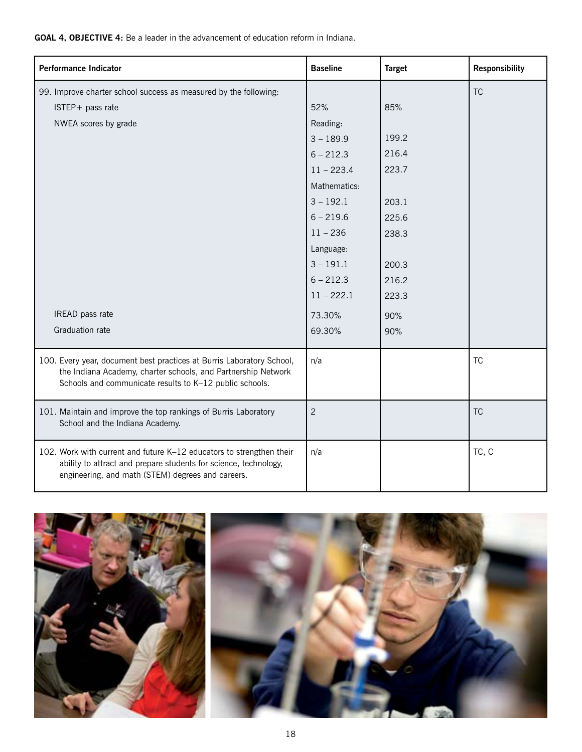**GOAL 4, OBJECTIVE 4:** Be a leader in the advancement of education reform in Indiana.

| Performance Indicator | Baseline | Target | Responsibility |
|---|---|---|---|
| 99. Improve charter school success as measured by the following: | | | TC |
| ISTEP+ pass rate | 52% | 85% | |
| NWEA scores by grade | Reading: | | |
| | 3 – 189.9 | 199.2 | |
| | 6 – 212.3 | 216.4 | |
| | 11 – 223.4 | 223.7 | |
| | Mathematics: | | |
| | 3 – 192.1 | 203.1 | |
| | 6 – 219.6 | 225.6 | |
| | 11 – 236 | 238.3 | |
| | Language: | | |
| | 3 – 191.1 | 200.3 | |
| | 6 – 212.3 | 216.2 | |
| | 11 – 222.1 | 223.3 | |
| IREAD pass rate | 73.30% | 90% | |
| Graduation rate | 69.30% | 90% | |
| 100. Every year, document best practices at Burris Laboratory School, the Indiana Academy, charter schools, and Partnership Network Schools and communicate results to K–12 public schools. | n/a | | TC |
| 101. Maintain and improve the top rankings of Burris Laboratory School and the Indiana Academy. | 2 | | TC |
| 102. Work with current and future K–12 educators to strengthen their ability to attract and prepare students for science, technology, engineering, and math (STEM) degrees and careers. | n/a | | TC, C |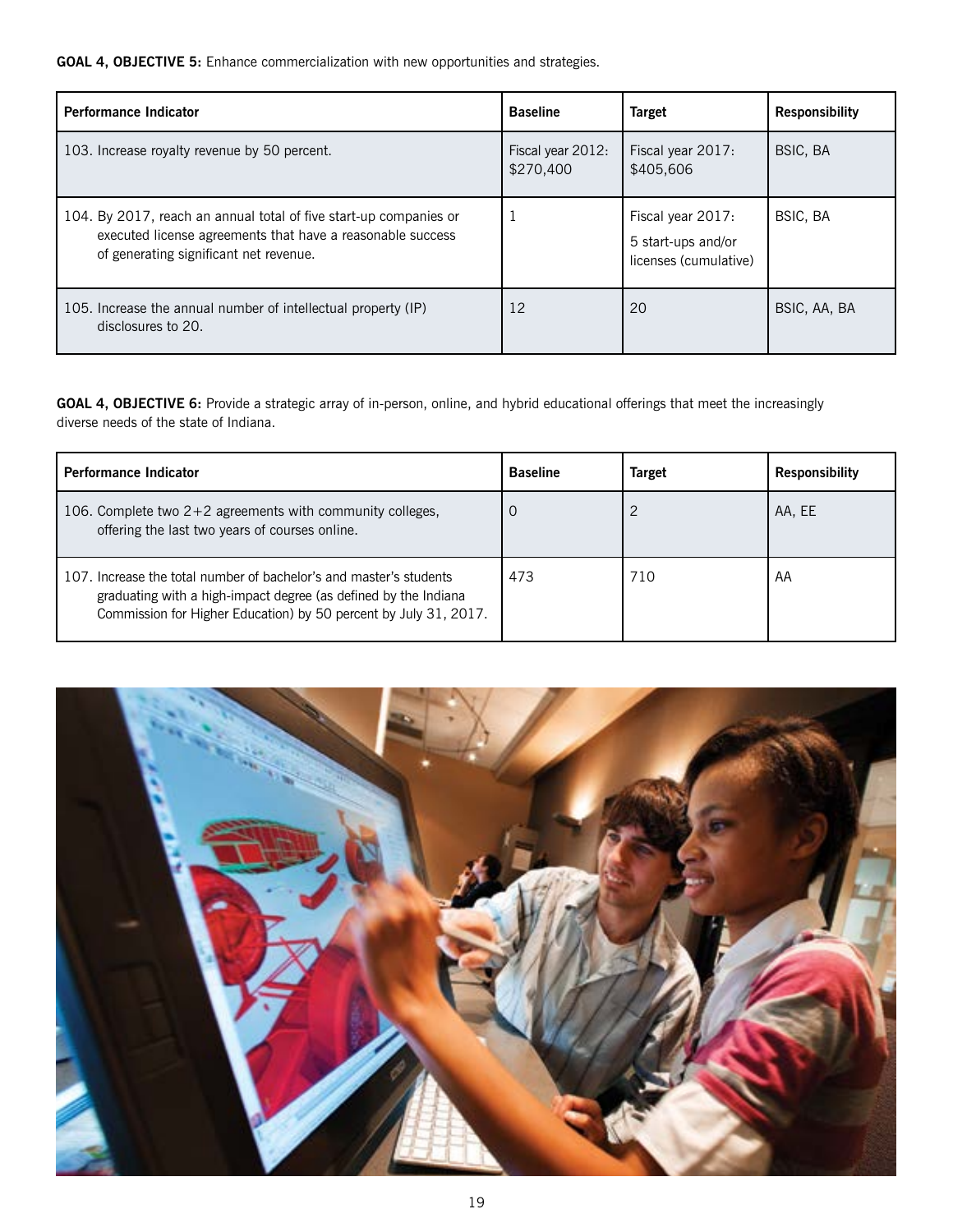**GOAL 4, OBJECTIVE 5:** Enhance commercialization with new opportunities and strategies.

| Performance Indicator | Baseline | Target | Responsibility |
|---|---|---|---|
| 103. Increase royalty revenue by 50 percent. | Fiscal year 2012: $270,400 | Fiscal year 2017: $405,606 | BSIC, BA |
| 104. By 2017, reach an annual total of five start-up companies or executed license agreements that have a reasonable success of generating significant net revenue. | 1 | Fiscal year 2017: 5 start-ups and/or licenses (cumulative) | BSIC, BA |
| 105. Increase the annual number of intellectual property (IP) disclosures to 20. | 12 | 20 | BSIC, AA, BA |

**GOAL 4, OBJECTIVE 6:** Provide a strategic array of in-person, online, and hybrid educational offerings that meet the increasingly diverse needs of the state of Indiana.

| Performance Indicator | Baseline | Target | Responsibility |
|---|---|---|---|
| 106. Complete two 2+2 agreements with community colleges, offering the last two years of courses online. | 0 | 2 | AA, EE |
| 107. Increase the total number of bachelor's and master's students graduating with a high-impact degree (as defined by the Indiana Commission for Higher Education) by 50 percent by July 31, 2017. | 473 | 710 | AA |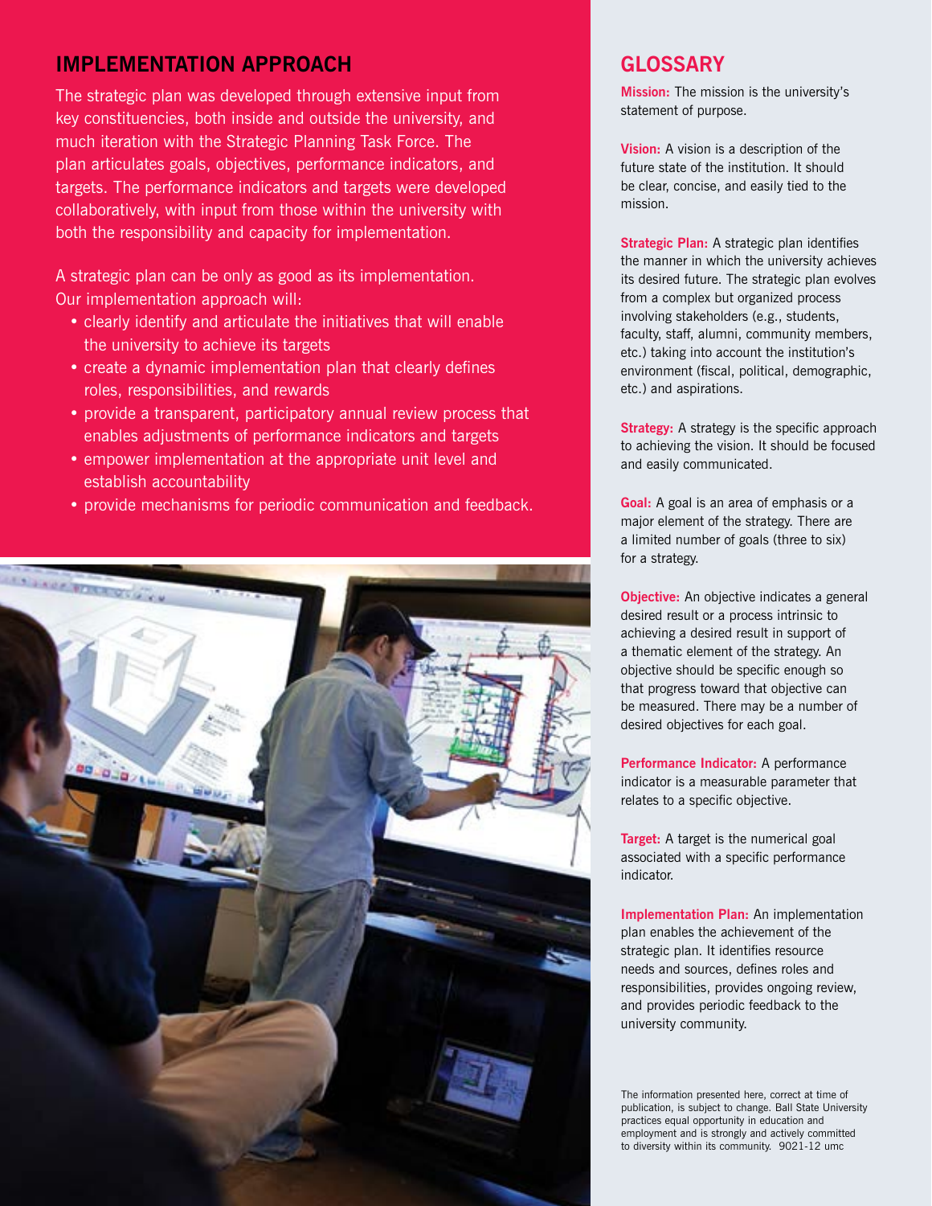## IMPLEMENTATION APPROACH

The strategic plan was developed through extensive input from key constituencies, both inside and outside the university, and much iteration with the Strategic Planning Task Force. The plan articulates goals, objectives, performance indicators, and targets. The performance indicators and targets were developed collaboratively, with input from those within the university with both the responsibility and capacity for implementation.

A strategic plan can be only as good as its implementation. Our implementation approach will:

- clearly identify and articulate the initiatives that will enable the university to achieve its targets
- create a dynamic implementation plan that clearly defines roles, responsibilities, and rewards
- provide a transparent, participatory annual review process that enables adjustments of performance indicators and targets
- empower implementation at the appropriate unit level and establish accountability
- provide mechanisms for periodic communication and feedback.

## GLOSSARY

**Mission:** The mission is the university's statement of purpose.

**Vision:** A vision is a description of the future state of the institution. It should be clear, concise, and easily tied to the mission.

**Strategic Plan:** A strategic plan identifies the manner in which the university achieves its desired future. The strategic plan evolves from a complex but organized process involving stakeholders (e.g., students, faculty, staff, alumni, community members, etc.) taking into account the institution's environment (fiscal, political, demographic, etc.) and aspirations.

**Strategy:** A strategy is the specific approach to achieving the vision. It should be focused and easily communicated.

**Goal:** A goal is an area of emphasis or a major element of the strategy. There are a limited number of goals (three to six) for a strategy.

**Objective:** An objective indicates a general desired result or a process intrinsic to achieving a desired result in support of a thematic element of the strategy. An objective should be specific enough so that progress toward that objective can be measured. There may be a number of desired objectives for each goal.

**Performance Indicator:** A performance indicator is a measurable parameter that relates to a specific objective.

**Target:** A target is the numerical goal associated with a specific performance indicator.

**Implementation Plan:** An implementation plan enables the achievement of the strategic plan. It identifies resource needs and sources, defines roles and responsibilities, provides ongoing review, and provides periodic feedback to the university community.

The information presented here, correct at time of publication, is subject to change. Ball State University practices equal opportunity in education and employment and is strongly and actively committed to diversity within its community. 9021-12 umc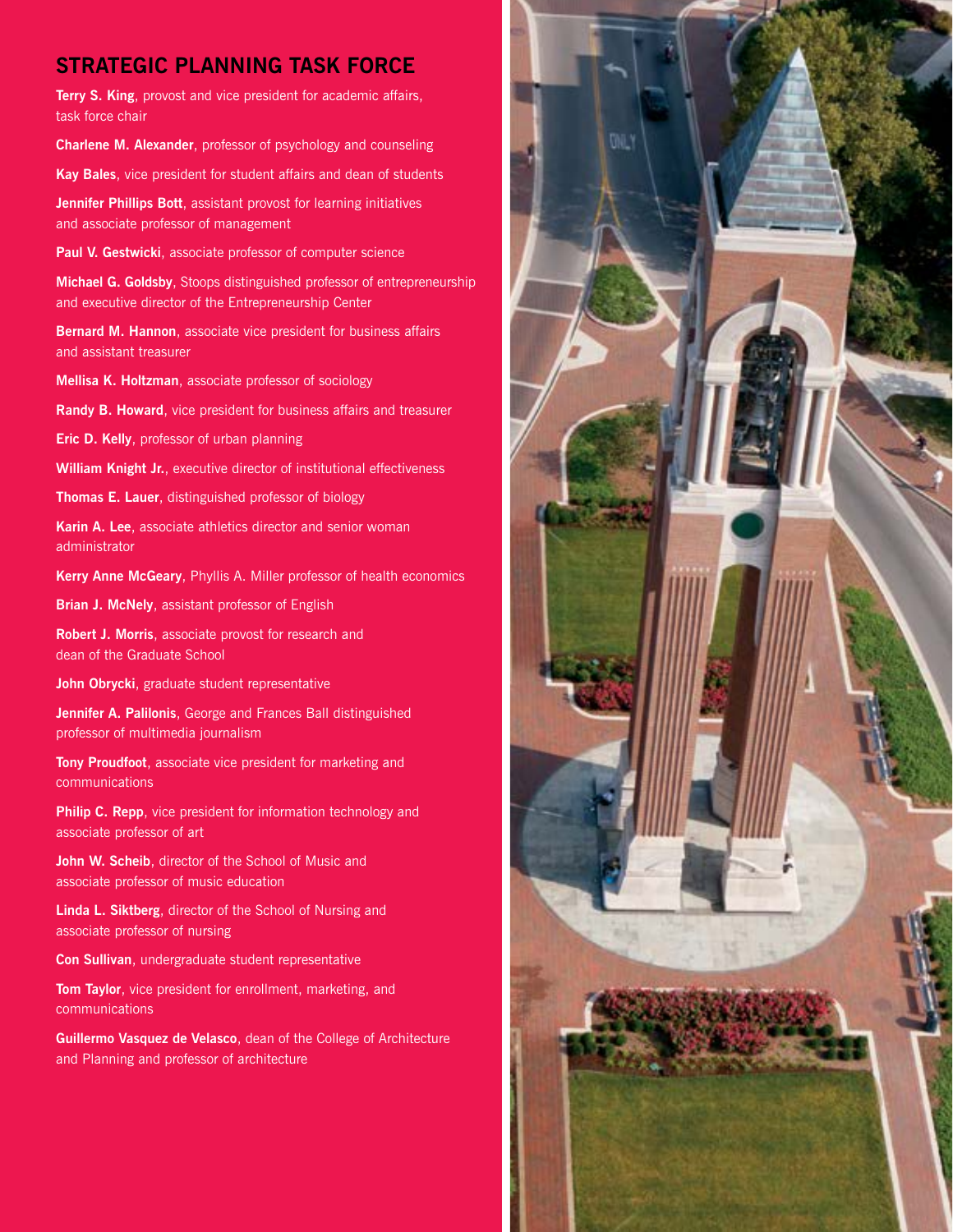## STRATEGIC PLANNING TASK FORCE

**Terry S. King**, provost and vice president for academic affairs, task force chair

**Charlene M. Alexander**, professor of psychology and counseling

**Kay Bales**, vice president for student affairs and dean of students

**Jennifer Phillips Bott**, assistant provost for learning initiatives and associate professor of management

**Paul V. Gestwicki**, associate professor of computer science

**Michael G. Goldsby**, Stoops distinguished professor of entrepreneurship and executive director of the Entrepreneurship Center

**Bernard M. Hannon**, associate vice president for business affairs and assistant treasurer

**Mellisa K. Holtzman**, associate professor of sociology

**Randy B. Howard**, vice president for business affairs and treasurer

**Eric D. Kelly**, professor of urban planning

**William Knight Jr.**, executive director of institutional effectiveness

**Thomas E. Lauer**, distinguished professor of biology

**Karin A. Lee**, associate athletics director and senior woman administrator

**Kerry Anne McGeary**, Phyllis A. Miller professor of health economics

**Brian J. McNely**, assistant professor of English

**Robert J. Morris**, associate provost for research and dean of the Graduate School

**John Obrycki**, graduate student representative

**Jennifer A. Palilonis**, George and Frances Ball distinguished professor of multimedia journalism

**Tony Proudfoot**, associate vice president for marketing and communications

**Philip C. Repp**, vice president for information technology and associate professor of art

**John W. Scheib**, director of the School of Music and associate professor of music education

**Linda L. Siktberg**, director of the School of Nursing and associate professor of nursing

**Con Sullivan**, undergraduate student representative

**Tom Taylor**, vice president for enrollment, marketing, and communications

**Guillermo Vasquez de Velasco**, dean of the College of Architecture and Planning and professor of architecture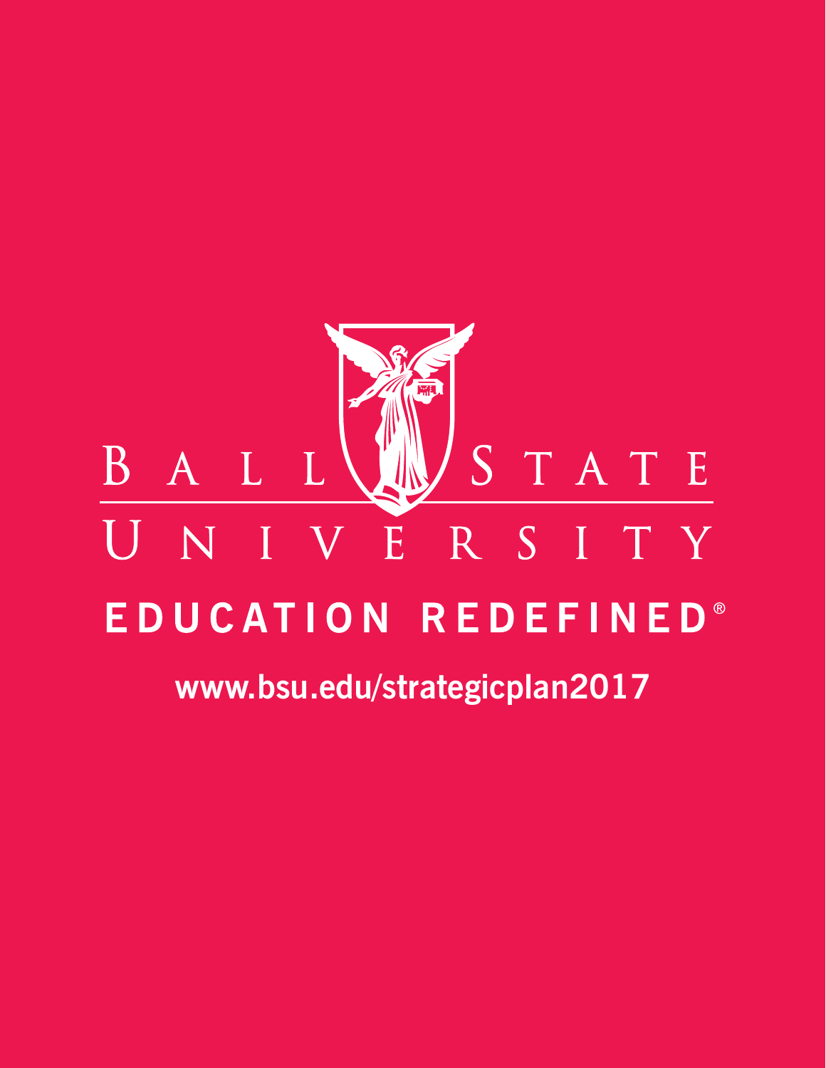BALL STATE UNIVERSITY

**EDUCATION REDEFINED®**

**www.bsu.edu/strategicplan2017**